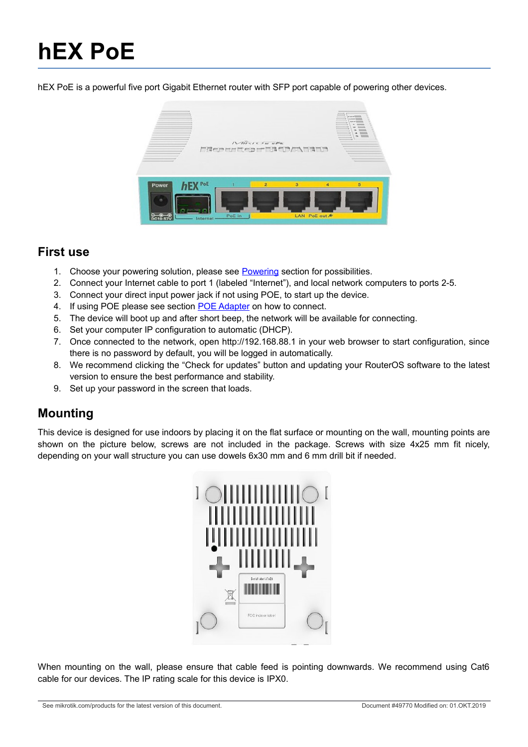# hEX PoE

hEX PoE is a powerful five port Gigabit Ethernet router with SFP port capable of powering other devices.

## First use

1. Choose your powering solution, please see Powering section for possibilities.
2. Connect your Internet cable to port 1 (labeled “Internet”), and local network computers to ports 2-5.
3. Connect your direct input power jack if not using POE, to start up the device.
4. If using POE please see section POE Adapter on how to connect.
5. The device will boot up and after short beep, the network will be available for connecting.
6. Set your computer IP configuration to automatic (DHCP).
7. Once connected to the network, open http://192.168.88.1 in your web browser to start configuration, since there is no password by default, you will be logged in automatically.
8. We recommend clicking the “Check for updates” button and updating your RouterOS software to the latest version to ensure the best performance and stability.
9. Set up your password in the screen that loads.

## Mounting

This device is designed for use indoors by placing it on the flat surface or mounting on the wall, mounting points are shown on the picture below, screws are not included in the package. Screws with size 4x25 mm fit nicely, depending on your wall structure you can use dowels 6x30 mm and 6 mm drill bit if needed.

When mounting on the wall, please ensure that cable feed is pointing downwards. We recommend using Cat6 cable for our devices. The IP rating scale for this device is IPX0.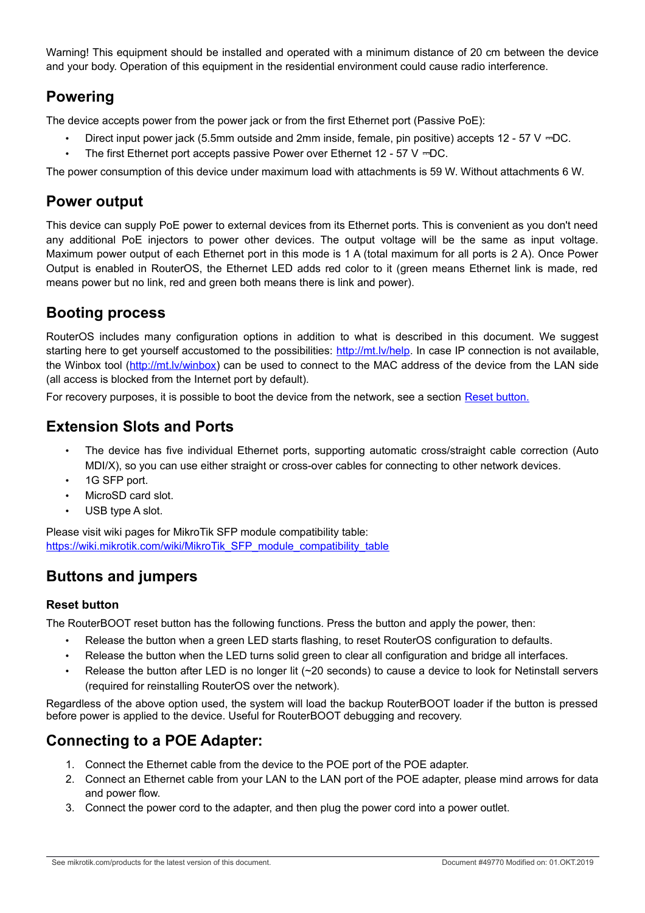Warning! This equipment should be installed and operated with a minimum distance of 20 cm between the device and your body. Operation of this equipment in the residential environment could cause radio interference.

## Powering

The device accepts power from the power jack or from the first Ethernet port (Passive PoE):

- Direct input power jack (5.5mm outside and 2mm inside, female, pin positive) accepts 12 - 57 V ⎓DC.
- The first Ethernet port accepts passive Power over Ethernet 12 - 57 V ⎓DC.

The power consumption of this device under maximum load with attachments is 59 W. Without attachments 6 W.

## Power output

This device can supply PoE power to external devices from its Ethernet ports. This is convenient as you don't need any additional PoE injectors to power other devices. The output voltage will be the same as input voltage. Maximum power output of each Ethernet port in this mode is 1 A (total maximum for all ports is 2 A). Once Power Output is enabled in RouterOS, the Ethernet LED adds red color to it (green means Ethernet link is made, red means power but no link, red and green both means there is link and power).

## Booting process

RouterOS includes many configuration options in addition to what is described in this document. We suggest starting here to get yourself accustomed to the possibilities: [http://mt.lv/help](http://mt.lv/help). In case IP connection is not available, the Winbox tool ([http://mt.lv/winbox](http://mt.lv/winbox)) can be used to connect to the MAC address of the device from the LAN side (all access is blocked from the Internet port by default).

For recovery purposes, it is possible to boot the device from the network, see a section [Reset button.](#reset-button)

## Extension Slots and Ports

- The device has five individual Ethernet ports, supporting automatic cross/straight cable correction (Auto MDI/X), so you can use either straight or cross-over cables for connecting to other network devices.
- 1G SFP port.
- MicroSD card slot.
- USB type A slot.

Please visit wiki pages for MikroTik SFP module compatibility table:
[https://wiki.mikrotik.com/wiki/MikroTik_SFP_module_compatibility_table](https://wiki.mikrotik.com/wiki/MikroTik_SFP_module_compatibility_table)

## Buttons and jumpers

### Reset button

The RouterBOOT reset button has the following functions. Press the button and apply the power, then:

- Release the button when a green LED starts flashing, to reset RouterOS configuration to defaults.
- Release the button when the LED turns solid green to clear all configuration and bridge all interfaces.
- Release the button after LED is no longer lit (~20 seconds) to cause a device to look for Netinstall servers (required for reinstalling RouterOS over the network).

Regardless of the above option used, the system will load the backup RouterBOOT loader if the button is pressed before power is applied to the device. Useful for RouterBOOT debugging and recovery.

## Connecting to a POE Adapter:

1. Connect the Ethernet cable from the device to the POE port of the POE adapter.
2. Connect an Ethernet cable from your LAN to the LAN port of the POE adapter, please mind arrows for data and power flow.
3. Connect the power cord to the adapter, and then plug the power cord into a power outlet.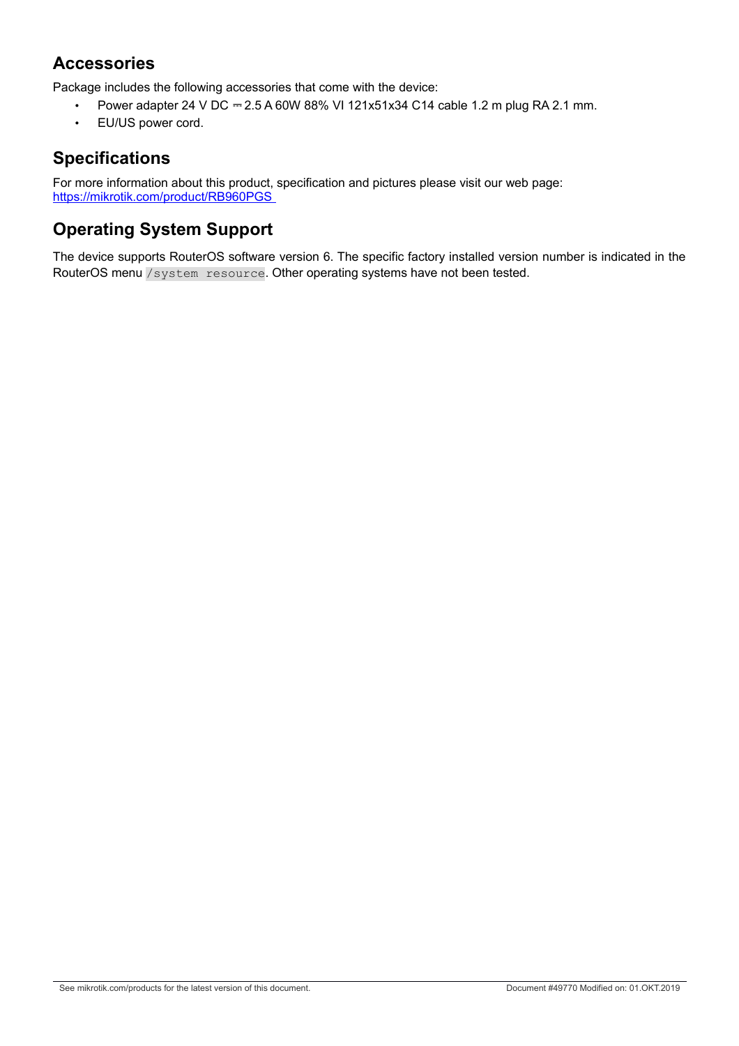## Accessories

Package includes the following accessories that come with the device:

- Power adapter 24 V DC ⎓ 2.5 A 60W 88% VI 121x51x34 C14 cable 1.2 m plug RA 2.1 mm.
- EU/US power cord.

## Specifications

For more information about this product, specification and pictures please visit our web page: [https://mikrotik.com/product/RB960PGS](https://mikrotik.com/product/RB960PGS)

## Operating System Support

The device supports RouterOS software version 6. The specific factory installed version number is indicated in the RouterOS menu `/system resource`. Other operating systems have not been tested.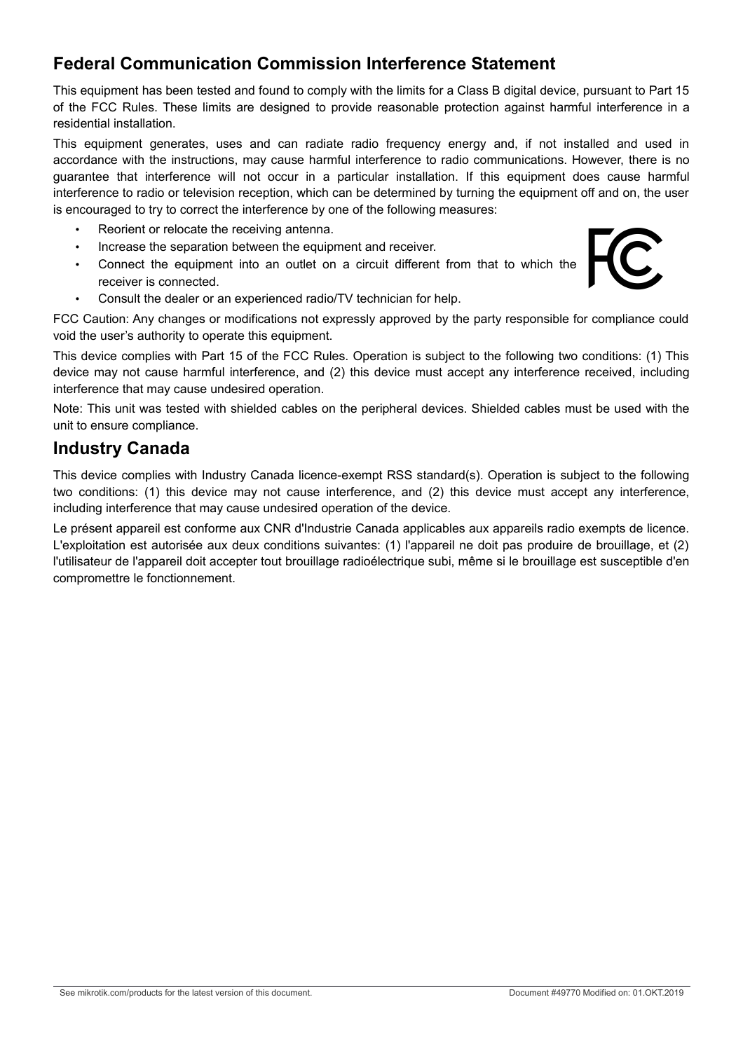## Federal Communication Commission Interference Statement

This equipment has been tested and found to comply with the limits for a Class B digital device, pursuant to Part 15 of the FCC Rules. These limits are designed to provide reasonable protection against harmful interference in a residential installation.

This equipment generates, uses and can radiate radio frequency energy and, if not installed and used in accordance with the instructions, may cause harmful interference to radio communications. However, there is no guarantee that interference will not occur in a particular installation. If this equipment does cause harmful interference to radio or television reception, which can be determined by turning the equipment off and on, the user is encouraged to try to correct the interference by one of the following measures:

- Reorient or relocate the receiving antenna.
- Increase the separation between the equipment and receiver.
- Connect the equipment into an outlet on a circuit different from that to which the receiver is connected.
- Consult the dealer or an experienced radio/TV technician for help.

FCC Caution: Any changes or modifications not expressly approved by the party responsible for compliance could void the user's authority to operate this equipment.

This device complies with Part 15 of the FCC Rules. Operation is subject to the following two conditions: (1) This device may not cause harmful interference, and (2) this device must accept any interference received, including interference that may cause undesired operation.

Note: This unit was tested with shielded cables on the peripheral devices. Shielded cables must be used with the unit to ensure compliance.

## Industry Canada

This device complies with Industry Canada licence-exempt RSS standard(s). Operation is subject to the following two conditions: (1) this device may not cause interference, and (2) this device must accept any interference, including interference that may cause undesired operation of the device.

Le présent appareil est conforme aux CNR d'Industrie Canada applicables aux appareils radio exempts de licence. L'exploitation est autorisée aux deux conditions suivantes: (1) l'appareil ne doit pas produire de brouillage, et (2) l'utilisateur de l'appareil doit accepter tout brouillage radioélectrique subi, même si le brouillage est susceptible d'en compromettre le fonctionnement.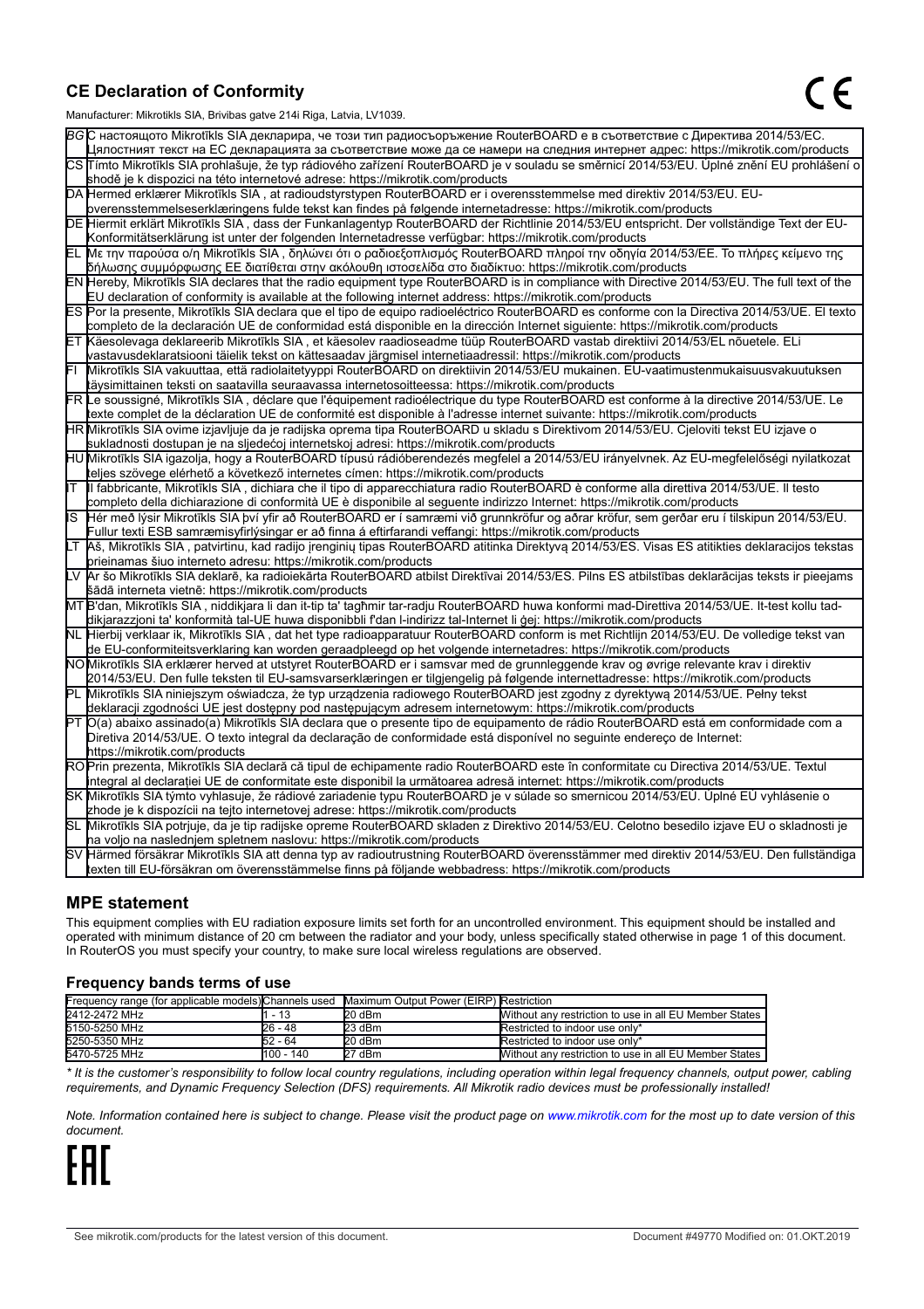## CE Declaration of Conformity

Manufacturer: Mikrotikls SIA, Brivibas gatve 214i Riga, Latvia, LV1039.

| | |
|---|---|
| BG | С настоящото Mikrotīkls SIA декларира, че този тип радиосъоръжение RouterBOARD е в съответствие с Директива 2014/53/ЕС. Цялостният текст на ЕС декларацията за съответствие може да се намери на следния интернет адрес: https://mikrotik.com/products |
| CS | Tímto Mikrotīkls SIA prohlašuje, že typ rádiového zařízení RouterBOARD je v souladu se směrnicí 2014/53/EU. Úplné znění EU prohlášení o shodě je k dispozici na této internetové adrese: https://mikrotik.com/products |
| DA | Hermed erklærer Mikrotīkls SIA , at radioudstyrstypen RouterBOARD er i overensstemmelse med direktiv 2014/53/EU. EU-overensstemmelseserklæringens fulde tekst kan findes på følgende internetadresse: https://mikrotik.com/products |
| DE | Hiermit erklärt Mikrotīkls SIA , dass der Funkanlagentyp RouterBOARD der Richtlinie 2014/53/EU entspricht. Der vollständige Text der EU-Konformitätserklärung ist unter der folgenden Internetadresse verfügbar: https://mikrotik.com/products |
| EL | Με την παρούσα ο/η Mikrotīkls SIA , δηλώνει ότι ο ραδιοεξοπλισμός RouterBOARD πληροί την οδηγία 2014/53/ΕΕ. Το πλήρες κείμενο της δήλωσης συμμόρφωσης ΕΕ διατίθεται στην ακόλουθη ιστοσελίδα στο διαδίκτυο: https://mikrotik.com/products |
| EN | Hereby, Mikrotīkls SIA declares that the radio equipment type RouterBOARD is in compliance with Directive 2014/53/EU. The full text of the EU declaration of conformity is available at the following internet address: https://mikrotik.com/products |
| ES | Por la presente, Mikrotīkls SIA declara que el tipo de equipo radioeléctrico RouterBOARD es conforme con la Directiva 2014/53/UE. El texto completo de la declaración UE de conformidad está disponible en la dirección Internet siguiente: https://mikrotik.com/products |
| ET | Käesolevaga deklareerib Mikrotīkls SIA , et käesolev raadioseadme tüüp RouterBOARD vastab direktiivi 2014/53/EL nõuetele. ELi vastavusdeklaratsiooni täielik tekst on kättesaadav järgmisel internetiaadressil: https://mikrotik.com/products |
| FI | Mikrotīkls SIA vakuuttaa, että radiolaitetyyppi RouterBOARD on direktiivin 2014/53/EU mukainen. EU-vaatimustenmukaisuusvakuutuksen täysimittainen teksti on saatavilla seuraavassa internetosoitteessa: https://mikrotik.com/products |
| FR | Le soussigné, Mikrotīkls SIA , déclare que l'équipement radioélectrique du type RouterBOARD est conforme à la directive 2014/53/UE. Le texte complet de la déclaration UE de conformité est disponible à l'adresse internet suivante: https://mikrotik.com/products |
| HR | Mikrotīkls SIA ovime izjavljuje da je radijska oprema tipa RouterBOARD u skladu s Direktivom 2014/53/EU. Cjeloviti tekst EU izjave o sukladnosti dostupan je na sljedećoj internetskoj adresi: https://mikrotik.com/products |
| HU | Mikrotīkls SIA igazolja, hogy a RouterBOARD típusú rádióberendezés megfelel a 2014/53/EU irányelvnek. Az EU-megfelelőségi nyilatkozat teljes szövege elérhető a következő internetes címen: https://mikrotik.com/products |
| IT | Il fabbricante, Mikrotīkls SIA , dichiara che il tipo di apparecchiatura radio RouterBOARD è conforme alla direttiva 2014/53/UE. Il testo completo della dichiarazione di conformità UE è disponibile al seguente indirizzo Internet: https://mikrotik.com/products |
| IS | Hér með lýsir Mikrotīkls SIA því yfir að RouterBOARD er í samræmi við grunnkröfur og aðrar kröfur, sem gerðar eru í tilskipun 2014/53/EU. Fullur texti ESB samræmisyfirlýsingar er að finna á eftirfarandi veffangi: https://mikrotik.com/products |
| LT | Aš, Mikrotīkls SIA , patvirtinu, kad radijo įrenginių tipas RouterBOARD atitinka Direktyvą 2014/53/ES. Visas ES atitikties deklaracijos tekstas prieinamas šiuo interneto adresu: https://mikrotik.com/products |
| LV | Ar šo Mikrotīkls SIA deklarē, ka radioiekārta RouterBOARD atbilst Direktīvai 2014/53/ES. Pilns ES atbilstības deklarācijas teksts ir pieejams šādā interneta vietnē: https://mikrotik.com/products |
| MT | B'dan, Mikrotīkls SIA , niddikjara li dan it-tip ta' tagħmir tar-radju RouterBOARD huwa konformi mad-Direttiva 2014/53/UE. It-test kollu tad-dikjarazzjoni ta' konformità tal-UE huwa disponibbli f'dan l-indirizz tal-Internet li ġej: https://mikrotik.com/products |
| NL | Hierbij verklaar ik, Mikrotīkls SIA , dat het type radioapparatuur RouterBOARD conform is met Richtlijn 2014/53/EU. De volledige tekst van de EU-conformiteitsverklaring kan worden geraadpleegd op het volgende internetadres: https://mikrotik.com/products |
| NO | Mikrotīkls SIA erklærer herved at utstyret RouterBOARD er i samsvar med de grunnleggende krav og øvrige relevante krav i direktiv 2014/53/EU. Den fulle teksten til EU-samsvarserklæringen er tilgjengelig på følgende internettadresse: https://mikrotik.com/products |
| PL | Mikrotīkls SIA niniejszym oświadcza, że typ urządzenia radiowego RouterBOARD jest zgodny z dyrektywą 2014/53/UE. Pełny tekst deklaracji zgodności UE jest dostępny pod następującym adresem internetowym: https://mikrotik.com/products |
| PT | O(a) abaixo assinado(a) Mikrotīkls SIA declara que o presente tipo de equipamento de rádio RouterBOARD está em conformidade com a Diretiva 2014/53/UE. O texto integral da declaração de conformidade está disponível no seguinte endereço de Internet: https://mikrotik.com/products |
| RO | Prin prezenta, Mikrotīkls SIA declară că tipul de echipamente radio RouterBOARD este în conformitate cu Directiva 2014/53/UE. Textul integral al declarației UE de conformitate este disponibil la următoarea adresă internet: https://mikrotik.com/products |
| SK | Mikrotīkls SIA týmto vyhlasuje, že rádiové zariadenie typu RouterBOARD je v súlade so smernicou 2014/53/EÚ. Úplné EÚ vyhlásenie o zhode je k dispozícii na tejto internetovej adrese: https://mikrotik.com/products |
| SL | Mikrotīkls SIA potrjuje, da je tip radijske opreme RouterBOARD skladen z Direktivo 2014/53/EU. Celotno besedilo izjave EU o skladnosti je na voljo na naslednjem spletnem naslovu: https://mikrotik.com/products |
| SV | Härmed försäkrar Mikrotīkls SIA att denna typ av radioutrustning RouterBOARD överensstämmer med direktiv 2014/53/EU. Den fullständiga texten till EU-försäkran om överensstämmelse finns på följande webbadress: https://mikrotik.com/products |

## MPE statement

This equipment complies with EU radiation exposure limits set forth for an uncontrolled environment. This equipment should be installed and operated with minimum distance of 20 cm between the radiator and your body, unless specifically stated otherwise in page 1 of this document. In RouterOS you must specify your country, to make sure local wireless regulations are observed.

### Frequency bands terms of use

| Frequency range (for applicable models) | Channels used | Maximum Output Power (EIRP) | Restriction |
|---|---|---|---|
| 2412-2472 MHz | 1 - 13 | 20 dBm | Without any restriction to use in all EU Member States |
| 5150-5250 MHz | 26 - 48 | 23 dBm | Restricted to indoor use only* |
| 5250-5350 MHz | 52 - 64 | 20 dBm | Restricted to indoor use only* |
| 5470-5725 MHz | 100 - 140 | 27 dBm | Without any restriction to use in all EU Member States |

*\* It is the customer's responsibility to follow local country regulations, including operation within legal frequency channels, output power, cabling requirements, and Dynamic Frequency Selection (DFS) requirements. All Mikrotik radio devices must be professionally installed!*

*Note. Information contained here is subject to change. Please visit the product page on www.mikrotik.com for the most up to date version of this document.*

EAC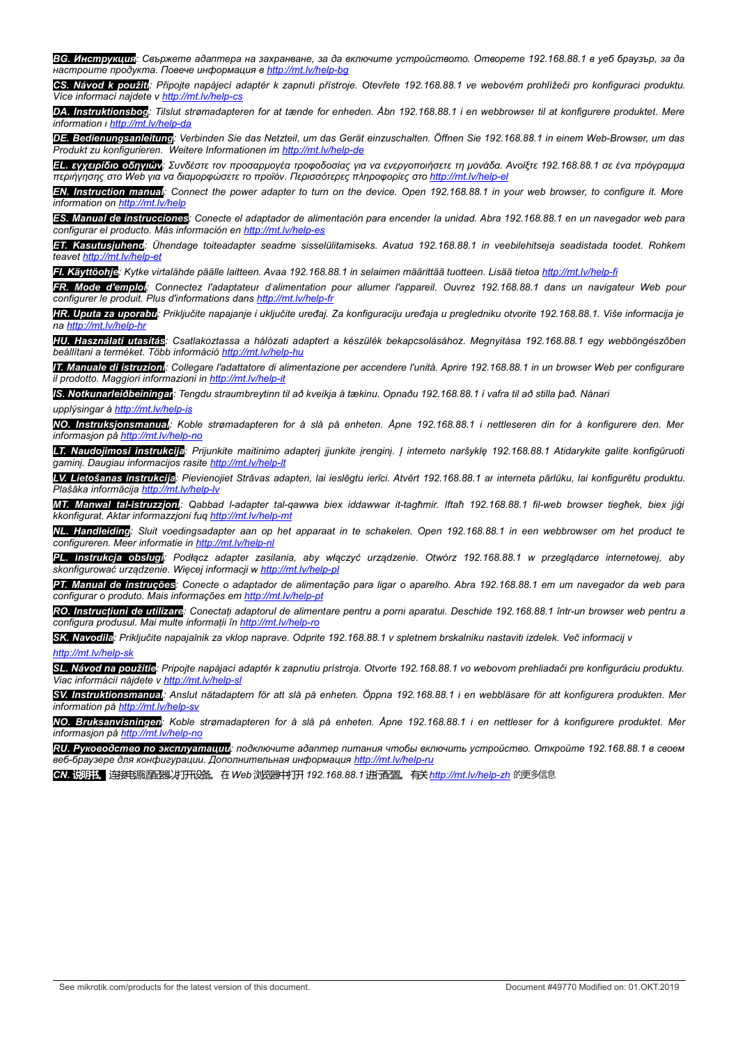**BG. Инструкция**: Свържете адаптера на захранване, за да включите устройството. Отворете 192.168.88.1 в уеб браузър, за да настроите продукта. Повече информация в http://mt.lv/help-bg

**CS. Návod k použití**: Připojte napájecí adaptér k zapnutí přístroje. Otevřete 192.168.88.1 ve webovém prohlížeči pro konfiguraci produktu. Více informací najdete v http://mt.lv/help-cs

**DA. Instruktionsbog**: Tilslut strømadapteren for at tænde for enheden. Åbn 192.168.88.1 i en webbrowser til at konfigurere produktet. Mere information ι http://mt.lv/help-da

**DE. Bedienungsanleitung**: Verbinden Sie das Netzteil, um das Gerät einzuschalten. Öffnen Sie 192.168.88.1 in einem Web-Browser, um das Produkt zu konfigurieren. Weitere Informationen im http://mt.lv/help-de

**EL. εγχειρίδιο οδηγιών**: Συνδέστε τον προσαρμογέα τροφοδοσίας για να ενεργοποιήσετε τη μονάδα. Ανοίξτε 192.168.88.1 σε ένα πρόγραμμα περιήγησης στο Web για να διαμορφώσετε το προϊόν. Περισσότερες πληροφορίες στο http://mt.lv/help-el

**EN. Instruction manual**: Connect the power adapter to turn on the device. Open 192.168.88.1 in your web browser, to configure it. More information on http://mt.lv/help

**ES. Manual de instrucciones**: Conecte el adaptador de alimentación para encender la unidad. Abra 192.168.88.1 en un navegador web para configurar el producto. Más información en http://mt.lv/help-es

**ET. Kasutusjuhend**: Ühendage toiteadapter seadme sisselülitamiseks. Avatud 192.168.88.1 in veebilehitseja seadistada toodet. Rohkem teavet http://mt.lv/help-et

**FI. Käyttöohje**: Kytke virtalähde päälle laitteen. Avaa 192.168.88.1 in selaimen määrittää tuotteen. Lisää tietoa http://mt.lv/help-fi

**FR. Mode d'emploi**: Connectez l'adaptateur d'alimentation pour allumer l'appareil. Ouvrez 192.168.88.1 dans un navigateur Web pour configurer le produit. Plus d'informations dans http://mt.lv/help-fr

**HR. Upute za uporabu**: Priključite napajanje i uključite uređaj. Za konfiguraciju uređaja u pregledniku otvorite 192.168.88.1. Više informacija je na http://mt.lv/help-hr

**HU. Használati utasítás**: Csatlakoztassa a hálózati adaptert a készülék bekapcsolásához. Megnyitása 192.168.88.1 egy webböngészőben beállítani a terméket. Több információ http://mt.lv/help-hu

**IT. Manuale di istruzioni**: Collegare l'adattatore di alimentazione per accendere l'unità. Aprire 192.168.88.1 in un browser Web per configurare il prodotto. Maggiori informazioni in http://mt.lv/help-it

**IS. Notkunarleiðbeiningar**: Tengdu straumbreytinn til að kveikja á tækinu. Opnaðu 192.168.88.1 í vafra til að stilla það. Nánari upplýsingar á http://mt.lv/help-is

**NO. Instruksjonsmanual**: Koble strømadapteren for å slå på enheten. Åpne 192.168.88.1 i nettleseren din for å konfigurere den. Mer informasjon på http://mt.lv/help-no

**LT. Naudojimosi instrukcija**: Prijunkite maitinimo adapterį įjunkite įrenginį. Į interneto naršyklę 192.168.88.1 Atidarykite galite konfigūruoti gaminį. Daugiau informacijos rasite http://mt.lv/help-lt

**LV. Lietošanas instrukcija**: Pievienojiet Strāvas adapteri, lai ieslēgtu ierīci. Atvērt 192.168.88.1 ar interneta pārlūku, lai konfigurētu produktu. Plašāka informācija http://mt.lv/help-lv

**MT. Manwal tal-istruzzjoni**: Qabbad l-adapter tal-qawwa biex iddawwar it-tagħmir. Iftaħ 192.168.88.1 fil-web browser tiegħek, biex jiġi kkonfigurat. Aktar informazzjoni fuq http://mt.lv/help-mt

**NL. Handleiding**: Sluit voedingsadapter aan op het apparaat in te schakelen. Open 192.168.88.1 in een webbrowser om het product te configureren. Meer informatie in http://mt.lv/help-nl

**PL. Instrukcja obsługi**: Podłącz adapter zasilania, aby włączyć urządzenie. Otwórz 192.168.88.1 w przeglądarce internetowej, aby skonfigurować urządzenie. Więcej informacji w http://mt.lv/help-pl

**PT. Manual de instruções**: Conecte o adaptador de alimentação para ligar o aparelho. Abra 192.168.88.1 em um navegador da web para configurar o produto. Mais informações em http://mt.lv/help-pt

**RO. Instrucțiuni de utilizare**: Conectați adaptorul de alimentare pentru a porni aparatul. Deschide 192.168.88.1 într-un browser web pentru a configura produsul. Mai multe informații în http://mt.lv/help-ro

**SK. Navodila**: Priključite napajalnik za vklop naprave. Odprite 192.168.88.1 v spletnem brskalniku nastaviti izdelek. Več informacij v http://mt.lv/help-sk

**SL. Návod na použitie**: Pripojte napájací adaptér k zapnutiu prístroja. Otvorte 192.168.88.1 vo webovom prehliadači pre konfiguráciu produktu. Viac informácií nájdete v http://mt.lv/help-sl

**SV. Instruktionsmanual**: Anslut nätadaptern för att slå på enheten. Öppna 192.168.88.1 i en webbläsare för att konfigurera produkten. Mer information på http://mt.lv/help-sv

**NO. Bruksanvisningen**: Koble strømadapteren for å slå på enheten. Åpne 192.168.88.1 i en nettleser for å konfigurere produktet. Mer informasjon på http://mt.lv/help-no

**RU. Руководство по эксплуатации**: подключите адаптер питания чтобы включить устройство. Откройте 192.168.88.1 в своем веб-браузере для конфигурации. Дополнительная информация http://mt.lv/help-ru

**CN. 说明书.** 连接电源适配器以打开设备。在 Web 浏览器中打开 192.168.88.1 进行配置。有关 http://mt.lv/help-zh 的更多信息

See mikrotik.com/products for the latest version of this document. Document #49770 Modified on: 01.OKT.2019